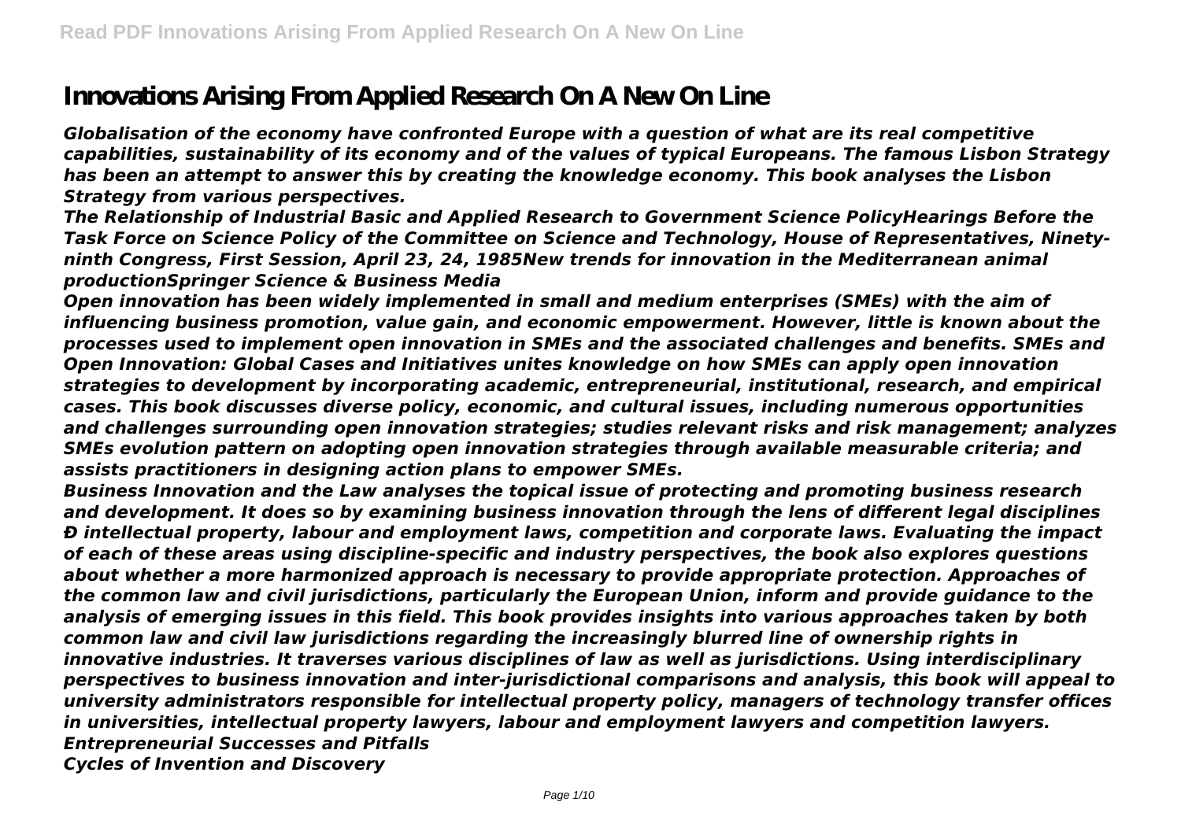# Innovations Arising From Applied Research On A New On Line

*Globalisation of the economy have confronted Europe with a question of what are its real competitive capabilities, sustainability of its economy and of the values of typical Europeans. The famous Lisbon Strategy has been an attempt to answer this by creating the knowledge economy. This book analyses the Lisbon Strategy from various perspectives.*

*The Relationship of Industrial Basic and Applied Research to Government Science PolicyHearings Before the Task Force on Science Policy of the Committee on Science and Technology, House of Representatives, Ninety-ninth Congress, First Session, April 23, 24, 1985New trends for innovation in the Mediterranean animal productionSpringer Science & Business Media*

*Open innovation has been widely implemented in small and medium enterprises (SMEs) with the aim of influencing business promotion, value gain, and economic empowerment. However, little is known about the processes used to implement open innovation in SMEs and the associated challenges and benefits. SMEs and Open Innovation: Global Cases and Initiatives unites knowledge on how SMEs can apply open innovation strategies to development by incorporating academic, entrepreneurial, institutional, research, and empirical cases. This book discusses diverse policy, economic, and cultural issues, including numerous opportunities and challenges surrounding open innovation strategies; studies relevant risks and risk management; analyzes SMEs evolution pattern on adopting open innovation strategies through available measurable criteria; and assists practitioners in designing action plans to empower SMEs.*

*Business Innovation and the Law analyses the topical issue of protecting and promoting business research and development. It does so by examining business innovation through the lens of different legal disciplines Ð intellectual property, labour and employment laws, competition and corporate laws. Evaluating the impact of each of these areas using discipline-specific and industry perspectives, the book also explores questions about whether a more harmonized approach is necessary to provide appropriate protection. Approaches of the common law and civil jurisdictions, particularly the European Union, inform and provide guidance to the analysis of emerging issues in this field. This book provides insights into various approaches taken by both common law and civil law jurisdictions regarding the increasingly blurred line of ownership rights in innovative industries. It traverses various disciplines of law as well as jurisdictions. Using interdisciplinary perspectives to business innovation and inter-jurisdictional comparisons and analysis, this book will appeal to university administrators responsible for intellectual property policy, managers of technology transfer offices in universities, intellectual property lawyers, labour and employment lawyers and competition lawyers.*

*Entrepreneurial Successes and Pitfalls*

*Cycles of Invention and Discovery*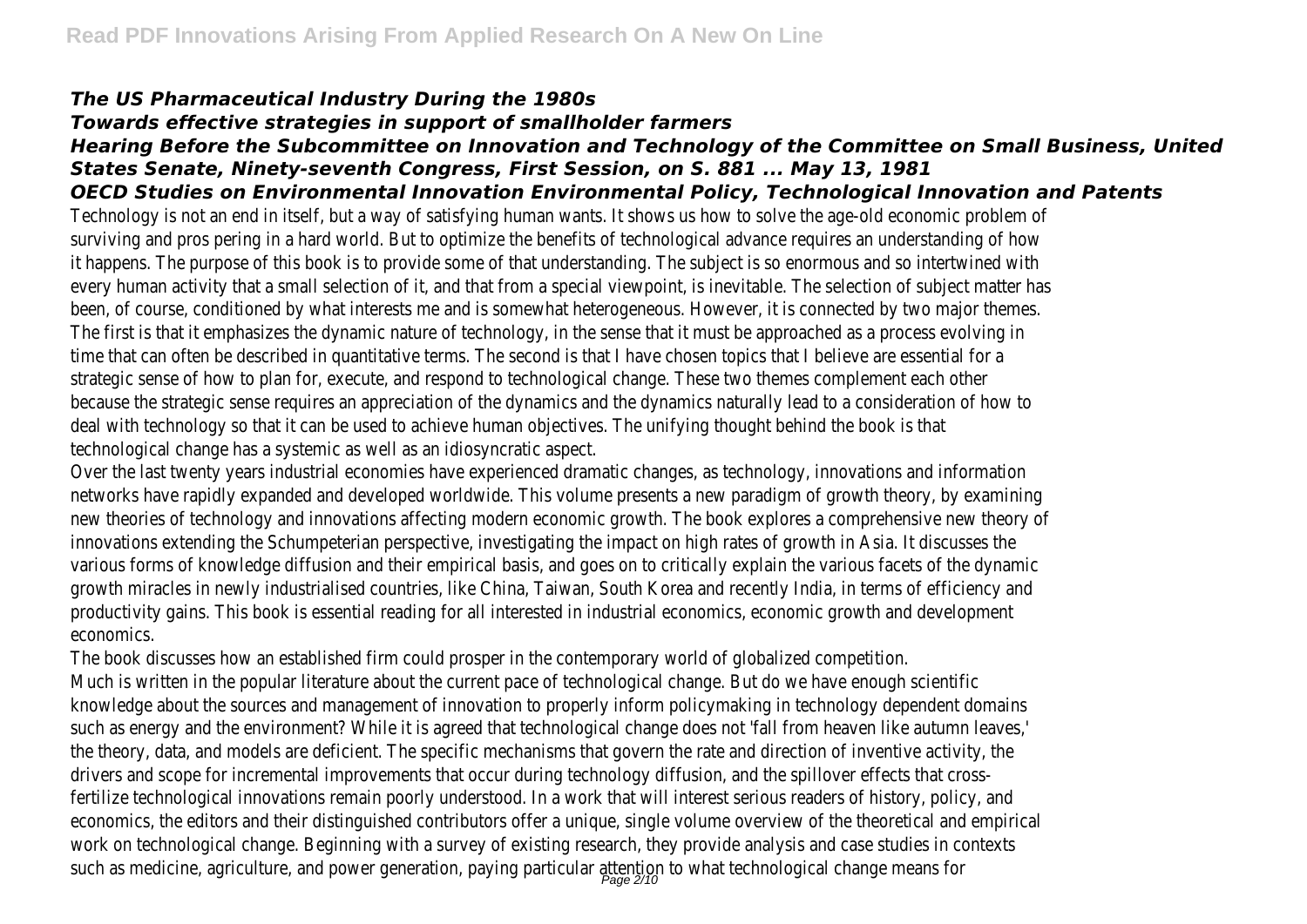***The US Pharmaceutical Industry During the 1980s***

***Towards effective strategies in support of smallholder farmers***

***Hearing Before the Subcommittee on Innovation and Technology of the Committee on Small Business, United States Senate, Ninety-seventh Congress, First Session, on S. 881 ... May 13, 1981***

***OECD Studies on Environmental Innovation Environmental Policy, Technological Innovation and Patents***

Technology is not an end in itself, but a way of satisfying human wants. It shows us how to solve the age-old economic problem of surviving and pros pering in a hard world. But to optimize the benefits of technological advance requires an understanding of how it happens. The purpose of this book is to provide some of that understanding. The subject is so enormous and so intertwined with every human activity that a small selection of it, and that from a special viewpoint, is inevitable. The selection of subject matter has been, of course, conditioned by what interests me and is somewhat heterogeneous. However, it is connected by two major themes. The first is that it emphasizes the dynamic nature of technology, in the sense that it must be approached as a process evolving in time that can often be described in quantitative terms. The second is that I have chosen topics that I believe are essential for a strategic sense of how to plan for, execute, and respond to technological change. These two themes complement each other because the strategic sense requires an appreciation of the dynamics and the dynamics naturally lead to a consideration of how to deal with technology so that it can be used to achieve human objectives. The unifying thought behind the book is that technological change has a systemic as well as an idiosyncratic aspect.

Over the last twenty years industrial economies have experienced dramatic changes, as technology, innovations and information networks have rapidly expanded and developed worldwide. This volume presents a new paradigm of growth theory, by examining new theories of technology and innovations affecting modern economic growth. The book explores a comprehensive new theory of innovations extending the Schumpeterian perspective, investigating the impact on high rates of growth in Asia. It discusses the various forms of knowledge diffusion and their empirical basis, and goes on to critically explain the various facets of the dynamic growth miracles in newly industrialised countries, like China, Taiwan, South Korea and recently India, in terms of efficiency and productivity gains. This book is essential reading for all interested in industrial economics, economic growth and development economics.

The book discusses how an established firm could prosper in the contemporary world of globalized competition.

Much is written in the popular literature about the current pace of technological change. But do we have enough scientific knowledge about the sources and management of innovation to properly inform policymaking in technology dependent domains such as energy and the environment? While it is agreed that technological change does not 'fall from heaven like autumn leaves,' the theory, data, and models are deficient. The specific mechanisms that govern the rate and direction of inventive activity, the drivers and scope for incremental improvements that occur during technology diffusion, and the spillover effects that cross-fertilize technological innovations remain poorly understood. In a work that will interest serious readers of history, policy, and economics, the editors and their distinguished contributors offer a unique, single volume overview of the theoretical and empirical work on technological change. Beginning with a survey of existing research, they provide analysis and case studies in contexts such as medicine, agriculture, and power generation, paying particular attention to what technological change means for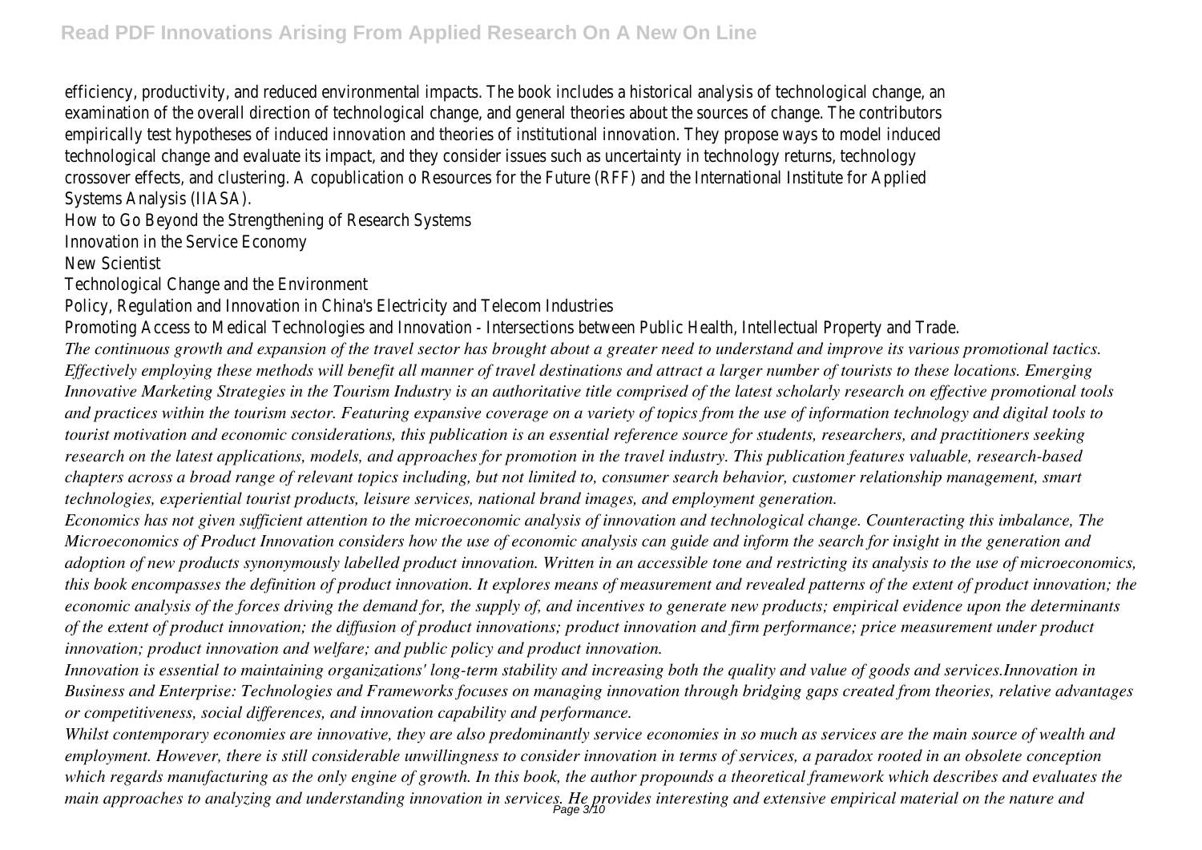efficiency, productivity, and reduced environmental impacts. The book includes a historical analysis of technological change, an examination of the overall direction of technological change, and general theories about the sources of change. The contributors empirically test hypotheses of induced innovation and theories of institutional innovation. They propose ways to model induced technological change and evaluate its impact, and they consider issues such as uncertainty in technology returns, technology crossover effects, and clustering. A copublication o Resources for the Future (RFF) and the International Institute for Applied Systems Analysis (IIASA).

How to Go Beyond the Strengthening of Research Systems

Innovation in the Service Economy

New Scientist

Technological Change and the Environment

Policy, Regulation and Innovation in China's Electricity and Telecom Industries

Promoting Access to Medical Technologies and Innovation - Intersections between Public Health, Intellectual Property and Trade.

*The continuous growth and expansion of the travel sector has brought about a greater need to understand and improve its various promotional tactics. Effectively employing these methods will benefit all manner of travel destinations and attract a larger number of tourists to these locations. Emerging Innovative Marketing Strategies in the Tourism Industry is an authoritative title comprised of the latest scholarly research on effective promotional tools and practices within the tourism sector. Featuring expansive coverage on a variety of topics from the use of information technology and digital tools to tourist motivation and economic considerations, this publication is an essential reference source for students, researchers, and practitioners seeking research on the latest applications, models, and approaches for promotion in the travel industry. This publication features valuable, research-based chapters across a broad range of relevant topics including, but not limited to, consumer search behavior, customer relationship management, smart technologies, experiential tourist products, leisure services, national brand images, and employment generation.*

*Economics has not given sufficient attention to the microeconomic analysis of innovation and technological change. Counteracting this imbalance, The Microeconomics of Product Innovation considers how the use of economic analysis can guide and inform the search for insight in the generation and adoption of new products synonymously labelled product innovation. Written in an accessible tone and restricting its analysis to the use of microeconomics, this book encompasses the definition of product innovation. It explores means of measurement and revealed patterns of the extent of product innovation; the economic analysis of the forces driving the demand for, the supply of, and incentives to generate new products; empirical evidence upon the determinants of the extent of product innovation; the diffusion of product innovations; product innovation and firm performance; price measurement under product innovation; product innovation and welfare; and public policy and product innovation.*

*Innovation is essential to maintaining organizations' long-term stability and increasing both the quality and value of goods and services.Innovation in Business and Enterprise: Technologies and Frameworks focuses on managing innovation through bridging gaps created from theories, relative advantages or competitiveness, social differences, and innovation capability and performance.*

*Whilst contemporary economies are innovative, they are also predominantly service economies in so much as services are the main source of wealth and employment. However, there is still considerable unwillingness to consider innovation in terms of services, a paradox rooted in an obsolete conception which regards manufacturing as the only engine of growth. In this book, the author propounds a theoretical framework which describes and evaluates the main approaches to analyzing and understanding innovation in services. He provides interesting and extensive empirical material on the nature and*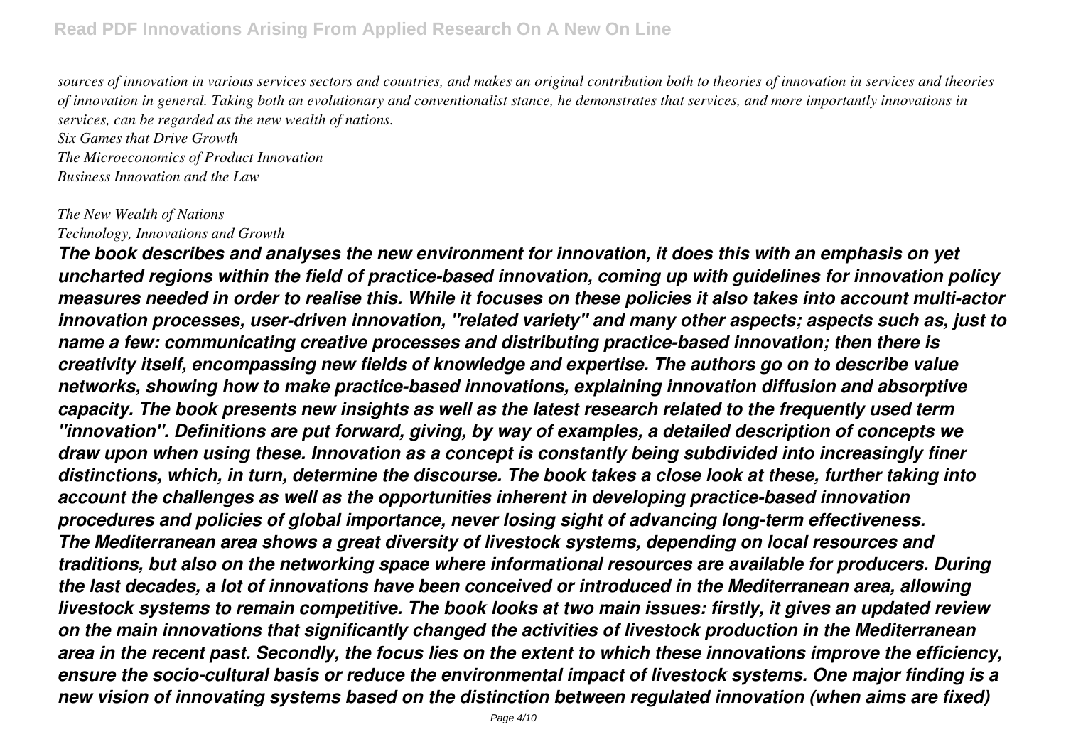*sources of innovation in various services sectors and countries, and makes an original contribution both to theories of innovation in services and theories of innovation in general. Taking both an evolutionary and conventionalist stance, he demonstrates that services, and more importantly innovations in services, can be regarded as the new wealth of nations.*

*Six Games that Drive Growth*

*The Microeconomics of Product Innovation*

*Business Innovation and the Law*

*The New Wealth of Nations*

*Technology, Innovations and Growth*

***The book describes and analyses the new environment for innovation, it does this with an emphasis on yet uncharted regions within the field of practice-based innovation, coming up with guidelines for innovation policy measures needed in order to realise this. While it focuses on these policies it also takes into account multi-actor innovation processes, user-driven innovation, "related variety" and many other aspects; aspects such as, just to name a few: communicating creative processes and distributing practice-based innovation; then there is creativity itself, encompassing new fields of knowledge and expertise. The authors go on to describe value networks, showing how to make practice-based innovations, explaining innovation diffusion and absorptive capacity. The book presents new insights as well as the latest research related to the frequently used term "innovation". Definitions are put forward, giving, by way of examples, a detailed description of concepts we draw upon when using these. Innovation as a concept is constantly being subdivided into increasingly finer distinctions, which, in turn, determine the discourse. The book takes a close look at these, further taking into account the challenges as well as the opportunities inherent in developing practice-based innovation procedures and policies of global importance, never losing sight of advancing long-term effectiveness.***

***The Mediterranean area shows a great diversity of livestock systems, depending on local resources and traditions, but also on the networking space where informational resources are available for producers. During the last decades, a lot of innovations have been conceived or introduced in the Mediterranean area, allowing livestock systems to remain competitive. The book looks at two main issues: firstly, it gives an updated review on the main innovations that significantly changed the activities of livestock production in the Mediterranean area in the recent past. Secondly, the focus lies on the extent to which these innovations improve the efficiency, ensure the socio-cultural basis or reduce the environmental impact of livestock systems. One major finding is a new vision of innovating systems based on the distinction between regulated innovation (when aims are fixed)***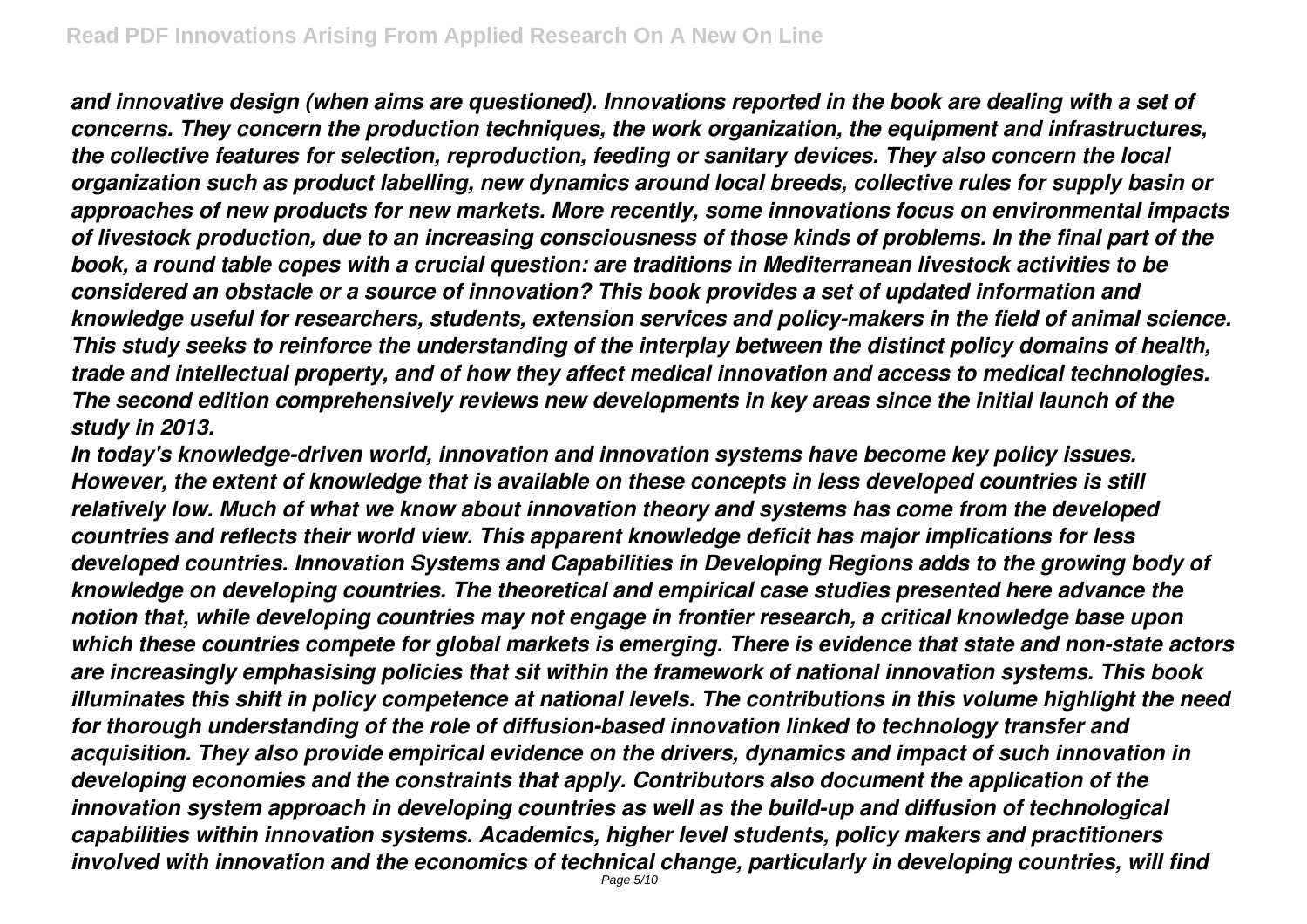*and innovative design (when aims are questioned). Innovations reported in the book are dealing with a set of concerns. They concern the production techniques, the work organization, the equipment and infrastructures, the collective features for selection, reproduction, feeding or sanitary devices. They also concern the local organization such as product labelling, new dynamics around local breeds, collective rules for supply basin or approaches of new products for new markets. More recently, some innovations focus on environmental impacts of livestock production, due to an increasing consciousness of those kinds of problems. In the final part of the book, a round table copes with a crucial question: are traditions in Mediterranean livestock activities to be considered an obstacle or a source of innovation? This book provides a set of updated information and knowledge useful for researchers, students, extension services and policy-makers in the field of animal science. This study seeks to reinforce the understanding of the interplay between the distinct policy domains of health, trade and intellectual property, and of how they affect medical innovation and access to medical technologies. The second edition comprehensively reviews new developments in key areas since the initial launch of the study in 2013.*

*In today's knowledge-driven world, innovation and innovation systems have become key policy issues. However, the extent of knowledge that is available on these concepts in less developed countries is still relatively low. Much of what we know about innovation theory and systems has come from the developed countries and reflects their world view. This apparent knowledge deficit has major implications for less developed countries. Innovation Systems and Capabilities in Developing Regions adds to the growing body of knowledge on developing countries. The theoretical and empirical case studies presented here advance the notion that, while developing countries may not engage in frontier research, a critical knowledge base upon which these countries compete for global markets is emerging. There is evidence that state and non-state actors are increasingly emphasising policies that sit within the framework of national innovation systems. This book illuminates this shift in policy competence at national levels. The contributions in this volume highlight the need for thorough understanding of the role of diffusion-based innovation linked to technology transfer and acquisition. They also provide empirical evidence on the drivers, dynamics and impact of such innovation in developing economies and the constraints that apply. Contributors also document the application of the innovation system approach in developing countries as well as the build-up and diffusion of technological capabilities within innovation systems. Academics, higher level students, policy makers and practitioners involved with innovation and the economics of technical change, particularly in developing countries, will find*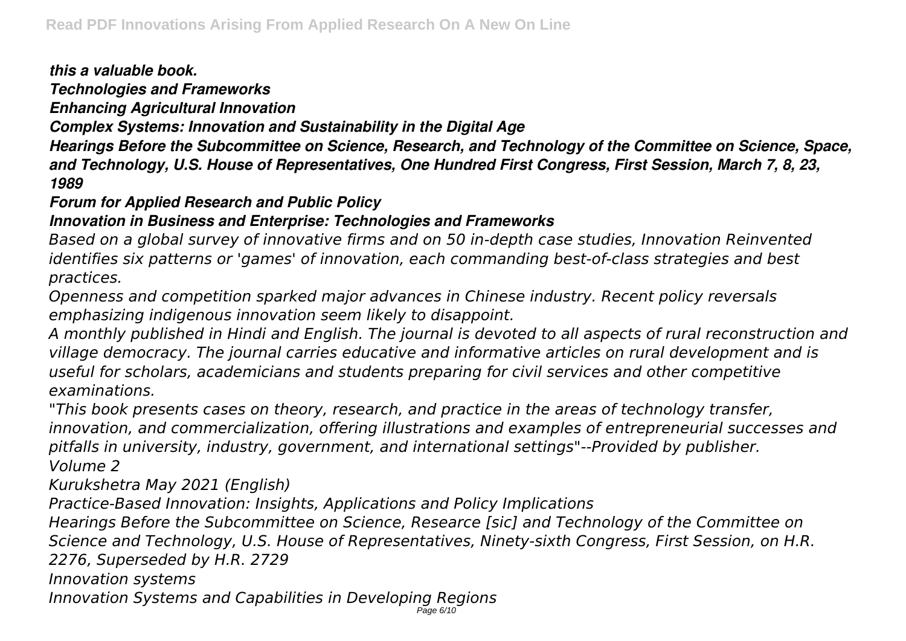*this a valuable book.*

***Technologies and Frameworks***

***Enhancing Agricultural Innovation***

***Complex Systems: Innovation and Sustainability in the Digital Age***

***Hearings Before the Subcommittee on Science, Research, and Technology of the Committee on Science, Space, and Technology, U.S. House of Representatives, One Hundred First Congress, First Session, March 7, 8, 23, 1989***

***Forum for Applied Research and Public Policy***

***Innovation in Business and Enterprise: Technologies and Frameworks***

*Based on a global survey of innovative firms and on 50 in-depth case studies, Innovation Reinvented identifies six patterns or 'games' of innovation, each commanding best-of-class strategies and best practices.*

*Openness and competition sparked major advances in Chinese industry. Recent policy reversals emphasizing indigenous innovation seem likely to disappoint.*

*A monthly published in Hindi and English. The journal is devoted to all aspects of rural reconstruction and village democracy. The journal carries educative and informative articles on rural development and is useful for scholars, academicians and students preparing for civil services and other competitive examinations.*

*"This book presents cases on theory, research, and practice in the areas of technology transfer, innovation, and commercialization, offering illustrations and examples of entrepreneurial successes and pitfalls in university, industry, government, and international settings"--Provided by publisher.*

*Volume 2*

*Kurukshetra May 2021 (English)*

*Practice-Based Innovation: Insights, Applications and Policy Implications*

*Hearings Before the Subcommittee on Science, Researce [sic] and Technology of the Committee on Science and Technology, U.S. House of Representatives, Ninety-sixth Congress, First Session, on H.R. 2276, Superseded by H.R. 2729*

*Innovation systems*

*Innovation Systems and Capabilities in Developing Regions*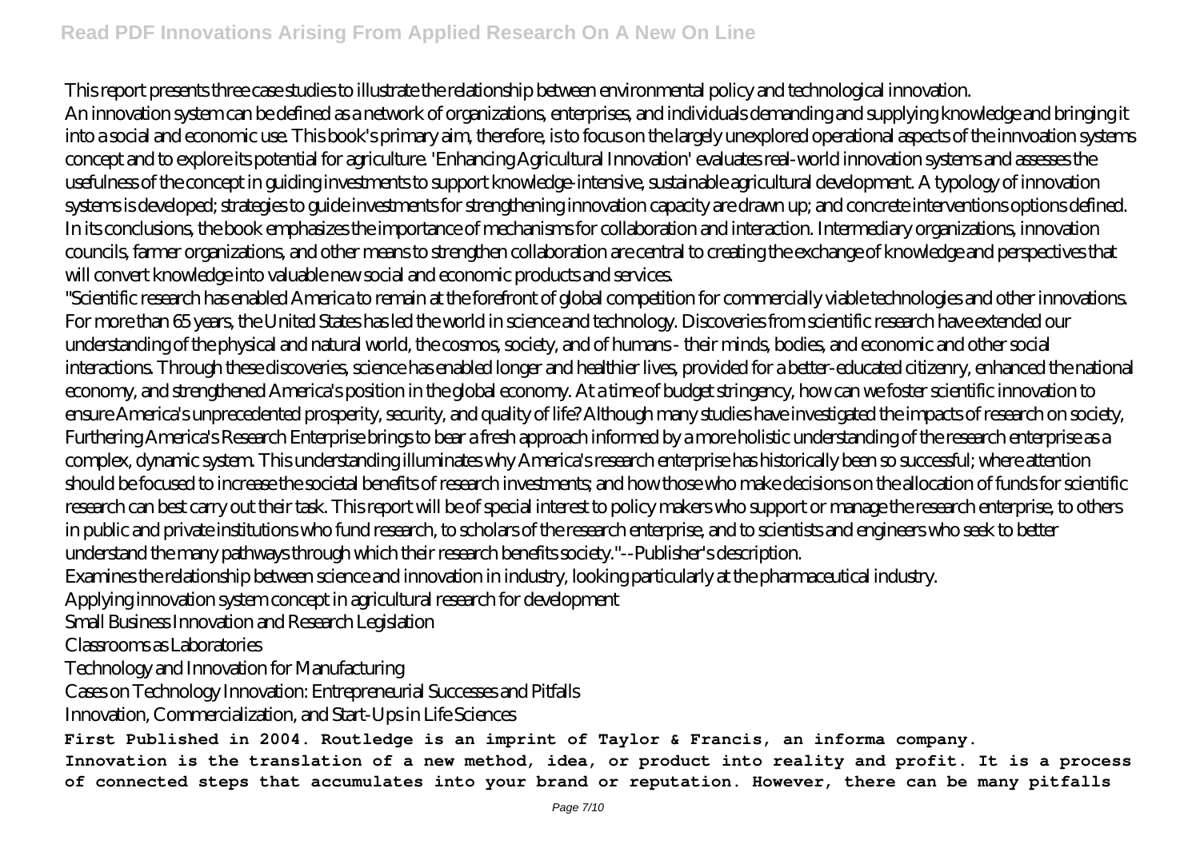This report presents three case studies to illustrate the relationship between environmental policy and technological innovation.

An innovation system can be defined as a network of organizations, enterprises, and individuals demanding and supplying knowledge and bringing it into a social and economic use. This book's primary aim, therefore, is to focus on the largely unexplored operational aspects of the innvoation systems concept and to explore its potential for agriculture. 'Enhancing Agricultural Innovation' evaluates real-world innovation systems and assesses the usefulness of the concept in guiding investments to support knowledge-intensive, sustainable agricultural development. A typology of innovation systems is developed; strategies to guide investments for strengthening innovation capacity are drawn up; and concrete interventions options defined. In its conclusions, the book emphasizes the importance of mechanisms for collaboration and interaction. Intermediary organizations, innovation councils, farmer organizations, and other means to strengthen collaboration are central to creating the exchange of knowledge and perspectives that will convert knowledge into valuable new social and economic products and services.

"Scientific research has enabled America to remain at the forefront of global competition for commercially viable technologies and other innovations. For more than 65 years, the United States has led the world in science and technology. Discoveries from scientific research have extended our understanding of the physical and natural world, the cosmos, society, and of humans - their minds, bodies, and economic and other social interactions. Through these discoveries, science has enabled longer and healthier lives, provided for a better-educated citizenry, enhanced the national economy, and strengthened America's position in the global economy. At a time of budget stringency, how can we foster scientific innovation to ensure America's unprecedented prosperity, security, and quality of life? Although many studies have investigated the impacts of research on society, Furthering America's Research Enterprise brings to bear a fresh approach informed by a more holistic understanding of the research enterprise as a complex, dynamic system. This understanding illuminates why America's research enterprise has historically been so successful; where attention should be focused to increase the societal benefits of research investments; and how those who make decisions on the allocation of funds for scientific research can best carry out their task. This report will be of special interest to policy makers who support or manage the research enterprise, to others in public and private institutions who fund research, to scholars of the research enterprise, and to scientists and engineers who seek to better understand the many pathways through which their research benefits society."--Publisher's description.

Examines the relationship between science and innovation in industry, looking particularly at the pharmaceutical industry.

Applying innovation system concept in agricultural research for development

Small Business Innovation and Research Legislation

Classrooms as Laboratories

Technology and Innovation for Manufacturing

Cases on Technology Innovation: Entrepreneurial Successes and Pitfalls

Innovation, Commercialization, and Start-Ups in Life Sciences

First Published in 2004. Routledge is an imprint of Taylor & Francis, an informa company.

Innovation is the translation of a new method, idea, or product into reality and profit. It is a process of connected steps that accumulates into your brand or reputation. However, there can be many pitfalls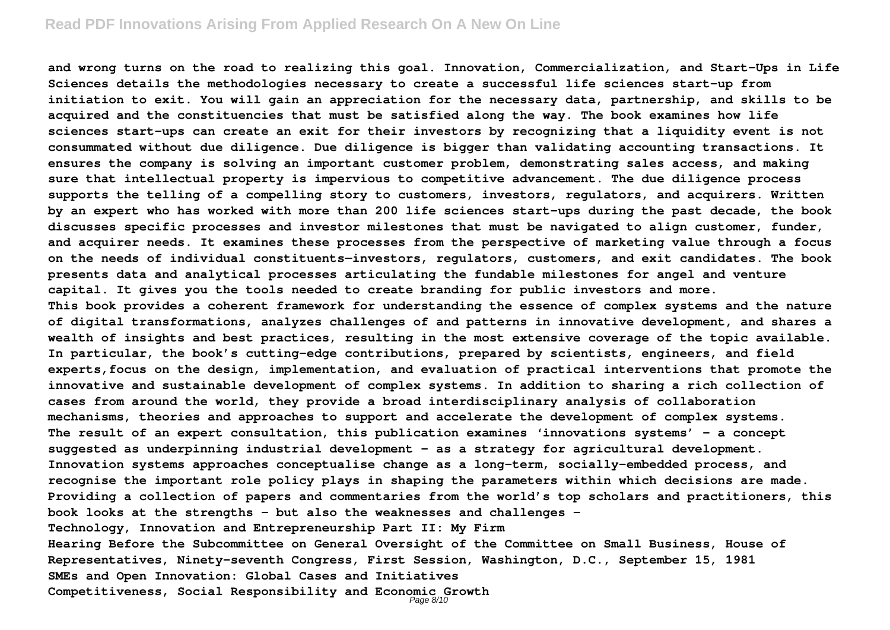and wrong turns on the road to realizing this goal. Innovation, Commercialization, and Start-Ups in Life Sciences details the methodologies necessary to create a successful life sciences start-up from initiation to exit. You will gain an appreciation for the necessary data, partnership, and skills to be acquired and the constituencies that must be satisfied along the way. The book examines how life sciences start-ups can create an exit for their investors by recognizing that a liquidity event is not consummated without due diligence. Due diligence is bigger than validating accounting transactions. It ensures the company is solving an important customer problem, demonstrating sales access, and making sure that intellectual property is impervious to competitive advancement. The due diligence process supports the telling of a compelling story to customers, investors, regulators, and acquirers. Written by an expert who has worked with more than 200 life sciences start-ups during the past decade, the book discusses specific processes and investor milestones that must be navigated to align customer, funder, and acquirer needs. It examines these processes from the perspective of marketing value through a focus on the needs of individual constituents—investors, regulators, customers, and exit candidates. The book presents data and analytical processes articulating the fundable milestones for angel and venture capital. It gives you the tools needed to create branding for public investors and more.

This book provides a coherent framework for understanding the essence of complex systems and the nature of digital transformations, analyzes challenges of and patterns in innovative development, and shares a wealth of insights and best practices, resulting in the most extensive coverage of the topic available. In particular, the book's cutting-edge contributions, prepared by scientists, engineers, and field experts,focus on the design, implementation, and evaluation of practical interventions that promote the innovative and sustainable development of complex systems. In addition to sharing a rich collection of cases from around the world, they provide a broad interdisciplinary analysis of collaboration mechanisms, theories and approaches to support and accelerate the development of complex systems.

The result of an expert consultation, this publication examines 'innovations systems' - a concept suggested as underpinning industrial development - as a strategy for agricultural development. Innovation systems approaches conceptualise change as a long-term, socially-embedded process, and recognise the important role policy plays in shaping the parameters within which decisions are made. Providing a collection of papers and commentaries from the world's top scholars and practitioners, this book looks at the strengths - but also the weaknesses and challenges -

Technology, Innovation and Entrepreneurship Part II: My Firm

Hearing Before the Subcommittee on General Oversight of the Committee on Small Business, House of Representatives, Ninety-seventh Congress, First Session, Washington, D.C., September 15, 1981

SMEs and Open Innovation: Global Cases and Initiatives

Competitiveness, Social Responsibility and Economic Growth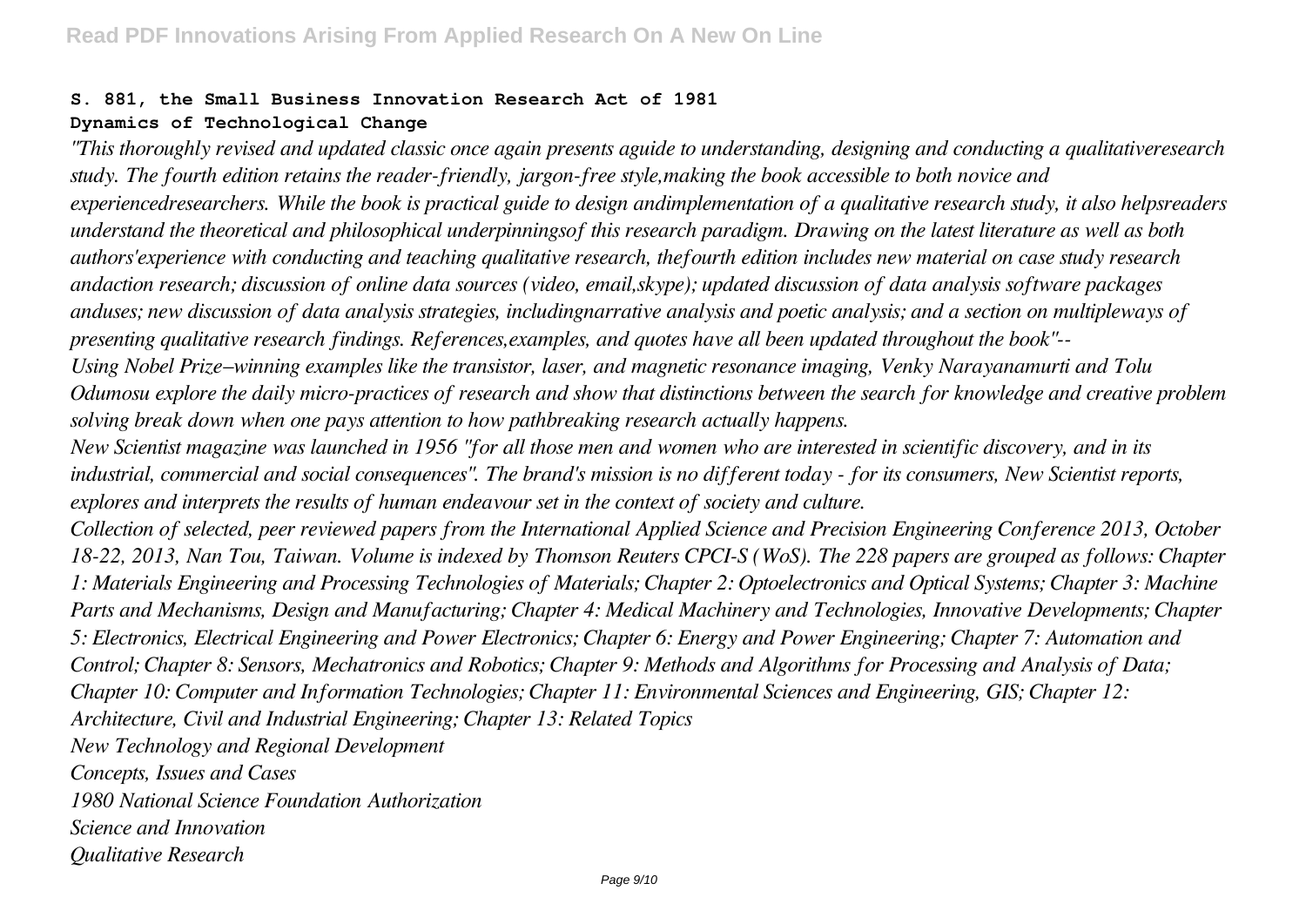**S. 881, the Small Business Innovation Research Act of 1981**

**Dynamics of Technological Change**

*"This thoroughly revised and updated classic once again presents aguide to understanding, designing and conducting a qualitativeresearch study. The fourth edition retains the reader-friendly, jargon-free style,making the book accessible to both novice and experiencedresearchers. While the book is practical guide to design andimplementation of a qualitative research study, it also helpsreaders understand the theoretical and philosophical underpinningsof this research paradigm. Drawing on the latest literature as well as both authors'experience with conducting and teaching qualitative research, thefourth edition includes new material on case study research andaction research; discussion of online data sources (video, email,skype); updated discussion of data analysis software packages anduses; new discussion of data analysis strategies, includingnarrative analysis and poetic analysis; and a section on multipleways of presenting qualitative research findings. References,examples, and quotes have all been updated throughout the book"--*

*Using Nobel Prize–winning examples like the transistor, laser, and magnetic resonance imaging, Venky Narayanamurti and Tolu Odumosu explore the daily micro-practices of research and show that distinctions between the search for knowledge and creative problem solving break down when one pays attention to how pathbreaking research actually happens.*

*New Scientist magazine was launched in 1956 "for all those men and women who are interested in scientific discovery, and in its industrial, commercial and social consequences". The brand's mission is no different today - for its consumers, New Scientist reports, explores and interprets the results of human endeavour set in the context of society and culture.*

*Collection of selected, peer reviewed papers from the International Applied Science and Precision Engineering Conference 2013, October 18-22, 2013, Nan Tou, Taiwan. Volume is indexed by Thomson Reuters CPCI-S (WoS). The 228 papers are grouped as follows: Chapter 1: Materials Engineering and Processing Technologies of Materials; Chapter 2: Optoelectronics and Optical Systems; Chapter 3: Machine Parts and Mechanisms, Design and Manufacturing; Chapter 4: Medical Machinery and Technologies, Innovative Developments; Chapter 5: Electronics, Electrical Engineering and Power Electronics; Chapter 6: Energy and Power Engineering; Chapter 7: Automation and Control; Chapter 8: Sensors, Mechatronics and Robotics; Chapter 9: Methods and Algorithms for Processing and Analysis of Data; Chapter 10: Computer and Information Technologies; Chapter 11: Environmental Sciences and Engineering, GIS; Chapter 12: Architecture, Civil and Industrial Engineering; Chapter 13: Related Topics*

*New Technology and Regional Development*

*Concepts, Issues and Cases*

*1980 National Science Foundation Authorization*

*Science and Innovation*

*Qualitative Research*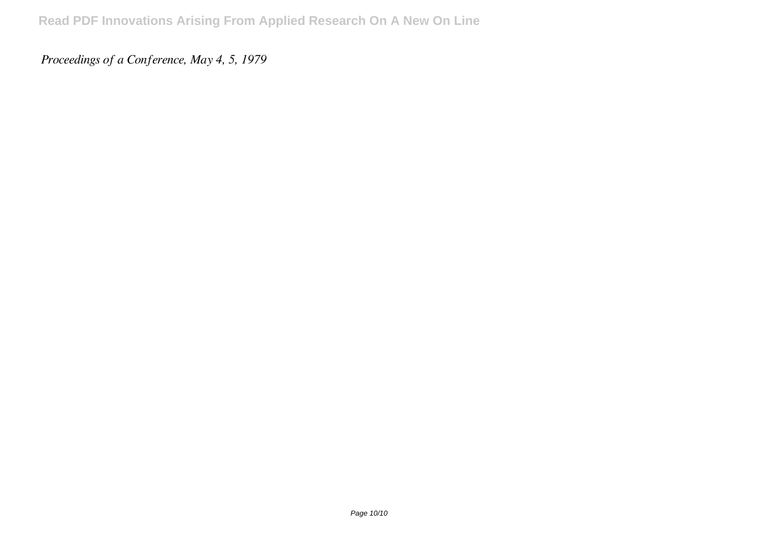*Proceedings of a Conference, May 4, 5, 1979*